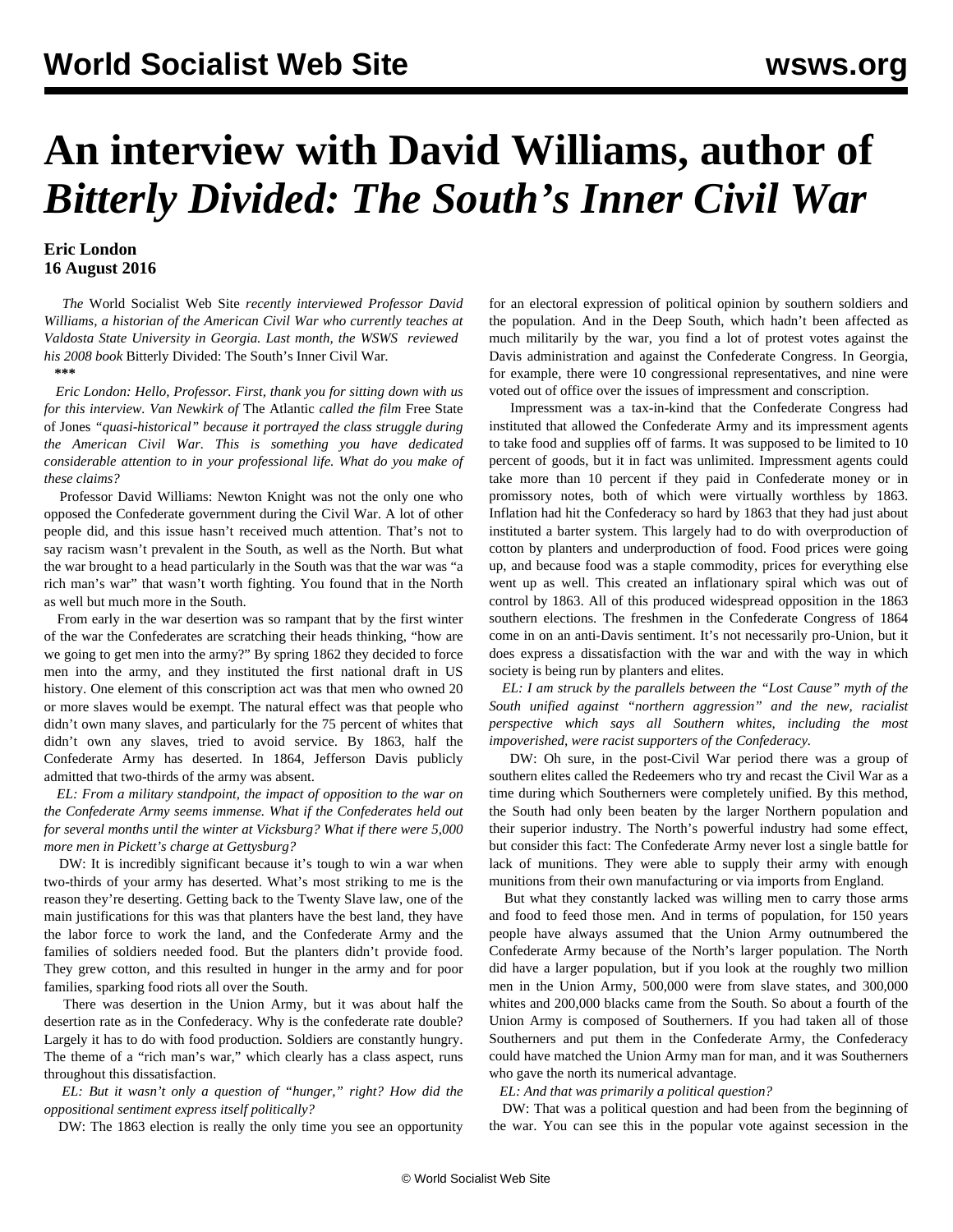# An interview with David Williams, author of *Bitterly Divided: The South's Inner Civil War*

**Eric London**
**16 August 2016**

*The* World Socialist Web Site *recently interviewed Professor David Williams, a historian of the American Civil War who currently teaches at Valdosta State University in Georgia. Last month, the WSWS reviewed his 2008 book* Bitterly Divided: The South's Inner Civil War.

\*\*\*

*Eric London: Hello, Professor. First, thank you for sitting down with us for this interview. Van Newkirk of* The Atlantic *called the film* Free State of Jones *"quasi-historical" because it portrayed the class struggle during the American Civil War. This is something you have dedicated considerable attention to in your professional life. What do you make of these claims?*

Professor David Williams: Newton Knight was not the only one who opposed the Confederate government during the Civil War. A lot of other people did, and this issue hasn't received much attention. That's not to say racism wasn't prevalent in the South, as well as the North. But what the war brought to a head particularly in the South was that the war was "a rich man's war" that wasn't worth fighting. You found that in the North as well but much more in the South.

From early in the war desertion was so rampant that by the first winter of the war the Confederates are scratching their heads thinking, "how are we going to get men into the army?" By spring 1862 they decided to force men into the army, and they instituted the first national draft in US history. One element of this conscription act was that men who owned 20 or more slaves would be exempt. The natural effect was that people who didn't own many slaves, and particularly for the 75 percent of whites that didn't own any slaves, tried to avoid service. By 1863, half the Confederate Army has deserted. In 1864, Jefferson Davis publicly admitted that two-thirds of the army was absent.

*EL: From a military standpoint, the impact of opposition to the war on the Confederate Army seems immense. What if the Confederates held out for several months until the winter at Vicksburg? What if there were 5,000 more men in Pickett's charge at Gettysburg?*

DW: It is incredibly significant because it's tough to win a war when two-thirds of your army has deserted. What's most striking to me is the reason they're deserting. Getting back to the Twenty Slave law, one of the main justifications for this was that planters have the best land, they have the labor force to work the land, and the Confederate Army and the families of soldiers needed food. But the planters didn't provide food. They grew cotton, and this resulted in hunger in the army and for poor families, sparking food riots all over the South.

There was desertion in the Union Army, but it was about half the desertion rate as in the Confederacy. Why is the confederate rate double? Largely it has to do with food production. Soldiers are constantly hungry. The theme of a "rich man's war," which clearly has a class aspect, runs throughout this dissatisfaction.

*EL: But it wasn't only a question of "hunger," right? How did the oppositional sentiment express itself politically?*

DW: The 1863 election is really the only time you see an opportunity for an electoral expression of political opinion by southern soldiers and the population. And in the Deep South, which hadn't been affected as much militarily by the war, you find a lot of protest votes against the Davis administration and against the Confederate Congress. In Georgia, for example, there were 10 congressional representatives, and nine were voted out of office over the issues of impressment and conscription.

Impressment was a tax-in-kind that the Confederate Congress had instituted that allowed the Confederate Army and its impressment agents to take food and supplies off of farms. It was supposed to be limited to 10 percent of goods, but it in fact was unlimited. Impressment agents could take more than 10 percent if they paid in Confederate money or in promissory notes, both of which were virtually worthless by 1863. Inflation had hit the Confederacy so hard by 1863 that they had just about instituted a barter system. This largely had to do with overproduction of cotton by planters and underproduction of food. Food prices were going up, and because food was a staple commodity, prices for everything else went up as well. This created an inflationary spiral which was out of control by 1863. All of this produced widespread opposition in the 1863 southern elections. The freshmen in the Confederate Congress of 1864 come in on an anti-Davis sentiment. It's not necessarily pro-Union, but it does express a dissatisfaction with the war and with the way in which society is being run by planters and elites.

*EL: I am struck by the parallels between the "Lost Cause" myth of the South unified against "northern aggression" and the new, racialist perspective which says all Southern whites, including the most impoverished, were racist supporters of the Confederacy.*

DW: Oh sure, in the post-Civil War period there was a group of southern elites called the Redeemers who try and recast the Civil War as a time during which Southerners were completely unified. By this method, the South had only been beaten by the larger Northern population and their superior industry. The North's powerful industry had some effect, but consider this fact: The Confederate Army never lost a single battle for lack of munitions. They were able to supply their army with enough munitions from their own manufacturing or via imports from England.

But what they constantly lacked was willing men to carry those arms and food to feed those men. And in terms of population, for 150 years people have always assumed that the Union Army outnumbered the Confederate Army because of the North's larger population. The North did have a larger population, but if you look at the roughly two million men in the Union Army, 500,000 were from slave states, and 300,000 whites and 200,000 blacks came from the South. So about a fourth of the Union Army is composed of Southerners. If you had taken all of those Southerners and put them in the Confederate Army, the Confederacy could have matched the Union Army man for man, and it was Southerners who gave the north its numerical advantage.

*EL: And that was primarily a political question?*

DW: That was a political question and had been from the beginning of the war. You can see this in the popular vote against secession in the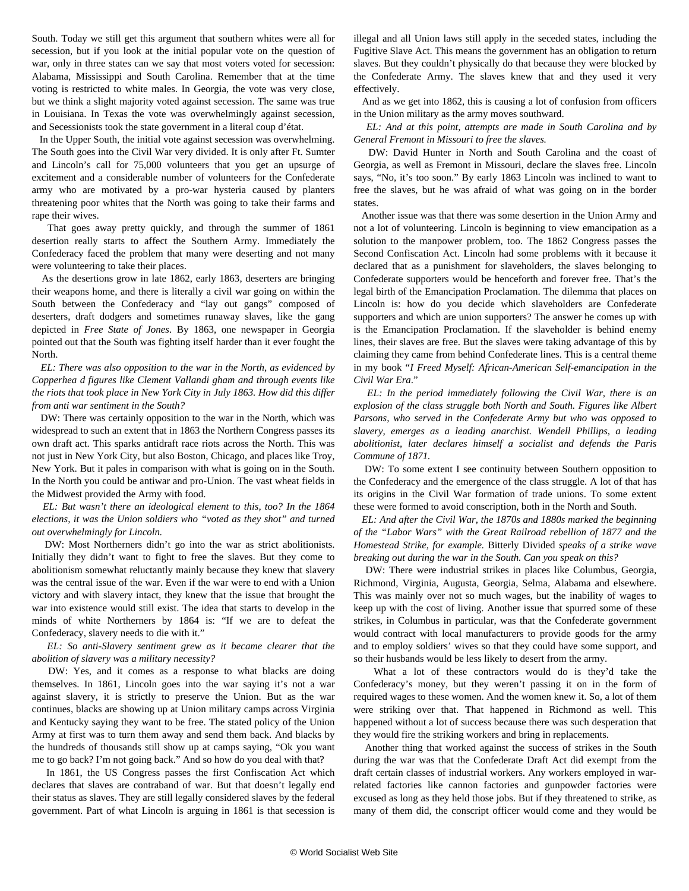South. Today we still get this argument that southern whites were all for secession, but if you look at the initial popular vote on the question of war, only in three states can we say that most voters voted for secession: Alabama, Mississippi and South Carolina. Remember that at the time voting is restricted to white males. In Georgia, the vote was very close, but we think a slight majority voted against secession. The same was true in Louisiana. In Texas the vote was overwhelmingly against secession, and Secessionists took the state government in a literal coup d'état.

In the Upper South, the initial vote against secession was overwhelming. The South goes into the Civil War very divided. It is only after Ft. Sumter and Lincoln's call for 75,000 volunteers that you get an upsurge of excitement and a considerable number of volunteers for the Confederate army who are motivated by a pro-war hysteria caused by planters threatening poor whites that the North was going to take their farms and rape their wives.

That goes away pretty quickly, and through the summer of 1861 desertion really starts to affect the Southern Army. Immediately the Confederacy faced the problem that many were deserting and not many were volunteering to take their places.

As the desertions grow in late 1862, early 1863, deserters are bringing their weapons home, and there is literally a civil war going on within the South between the Confederacy and "lay out gangs" composed of deserters, draft dodgers and sometimes runaway slaves, like the gang depicted in *Free State of Jones*. By 1863, one newspaper in Georgia pointed out that the South was fighting itself harder than it ever fought the North.

*EL: There was also opposition to the war in the North, as evidenced by Copperhea d figures like Clement Vallandi gham and through events like the riots that took place in New York City in July 1863. How did this differ from anti war sentiment in the South?*

DW: There was certainly opposition to the war in the North, which was widespread to such an extent that in 1863 the Northern Congress passes its own draft act. This sparks antidraft race riots across the North. This was not just in New York City, but also Boston, Chicago, and places like Troy, New York. But it pales in comparison with what is going on in the South. In the North you could be antiwar and pro-Union. The vast wheat fields in the Midwest provided the Army with food.

*EL: But wasn't there an ideological element to this, too? In the 1864 elections, it was the Union soldiers who "voted as they shot" and turned out overwhelmingly for Lincoln.*

DW: Most Northerners didn't go into the war as strict abolitionists. Initially they didn't want to fight to free the slaves. But they come to abolitionism somewhat reluctantly mainly because they knew that slavery was the central issue of the war. Even if the war were to end with a Union victory and with slavery intact, they knew that the issue that brought the war into existence would still exist. The idea that starts to develop in the minds of white Northerners by 1864 is: "If we are to defeat the Confederacy, slavery needs to die with it."

*EL: So anti-Slavery sentiment grew as it became clearer that the abolition of slavery was a military necessity?*

DW: Yes, and it comes as a response to what blacks are doing themselves. In 1861, Lincoln goes into the war saying it's not a war against slavery, it is strictly to preserve the Union. But as the war continues, blacks are showing up at Union military camps across Virginia and Kentucky saying they want to be free. The stated policy of the Union Army at first was to turn them away and send them back. And blacks by the hundreds of thousands still show up at camps saying, "Ok you want me to go back? I'm not going back." And so how do you deal with that?

In 1861, the US Congress passes the first Confiscation Act which declares that slaves are contraband of war. But that doesn't legally end their status as slaves. They are still legally considered slaves by the federal government. Part of what Lincoln is arguing in 1861 is that secession is illegal and all Union laws still apply in the seceded states, including the Fugitive Slave Act. This means the government has an obligation to return slaves. But they couldn't physically do that because they were blocked by the Confederate Army. The slaves knew that and they used it very effectively.

And as we get into 1862, this is causing a lot of confusion from officers in the Union military as the army moves southward.

*EL: And at this point, attempts are made in South Carolina and by General Fremont in Missouri to free the slaves.*

DW: David Hunter in North and South Carolina and the coast of Georgia, as well as Fremont in Missouri, declare the slaves free. Lincoln says, "No, it's too soon." By early 1863 Lincoln was inclined to want to free the slaves, but he was afraid of what was going on in the border states.

Another issue was that there was some desertion in the Union Army and not a lot of volunteering. Lincoln is beginning to view emancipation as a solution to the manpower problem, too. The 1862 Congress passes the Second Confiscation Act. Lincoln had some problems with it because it declared that as a punishment for slaveholders, the slaves belonging to Confederate supporters would be henceforth and forever free. That's the legal birth of the Emancipation Proclamation. The dilemma that places on Lincoln is: how do you decide which slaveholders are Confederate supporters and which are union supporters? The answer he comes up with is the Emancipation Proclamation. If the slaveholder is behind enemy lines, their slaves are free. But the slaves were taking advantage of this by claiming they came from behind Confederate lines. This is a central theme in my book "*I Freed Myself: African-American Self-emancipation in the Civil War Era*."

*EL: In the period immediately following the Civil War, there is an explosion of the class struggle both North and South. Figures like Albert Parsons, who served in the Confederate Army but who was opposed to slavery, emerges as a leading anarchist. Wendell Phillips, a leading abolitionist, later declares himself a socialist and defends the Paris Commune of 1871.*

DW: To some extent I see continuity between Southern opposition to the Confederacy and the emergence of the class struggle. A lot of that has its origins in the Civil War formation of trade unions. To some extent these were formed to avoid conscription, both in the North and South.

*EL: And after the Civil War, the 1870s and 1880s marked the beginning of the "Labor Wars" with the Great Railroad rebellion of 1877 and the Homestead Strike, for example.* Bitterly Divided *speaks of a strike wave breaking out during the war in the South. Can you speak on this?*

DW: There were industrial strikes in places like Columbus, Georgia, Richmond, Virginia, Augusta, Georgia, Selma, Alabama and elsewhere. This was mainly over not so much wages, but the inability of wages to keep up with the cost of living. Another issue that spurred some of these strikes, in Columbus in particular, was that the Confederate government would contract with local manufacturers to provide goods for the army and to employ soldiers' wives so that they could have some support, and so their husbands would be less likely to desert from the army.

What a lot of these contractors would do is they'd take the Confederacy's money, but they weren't passing it on in the form of required wages to these women. And the women knew it. So, a lot of them were striking over that. That happened in Richmond as well. This happened without a lot of success because there was such desperation that they would fire the striking workers and bring in replacements.

Another thing that worked against the success of strikes in the South during the war was that the Confederate Draft Act did exempt from the draft certain classes of industrial workers. Any workers employed in war-related factories like cannon factories and gunpowder factories were excused as long as they held those jobs. But if they threatened to strike, as many of them did, the conscript officer would come and they would be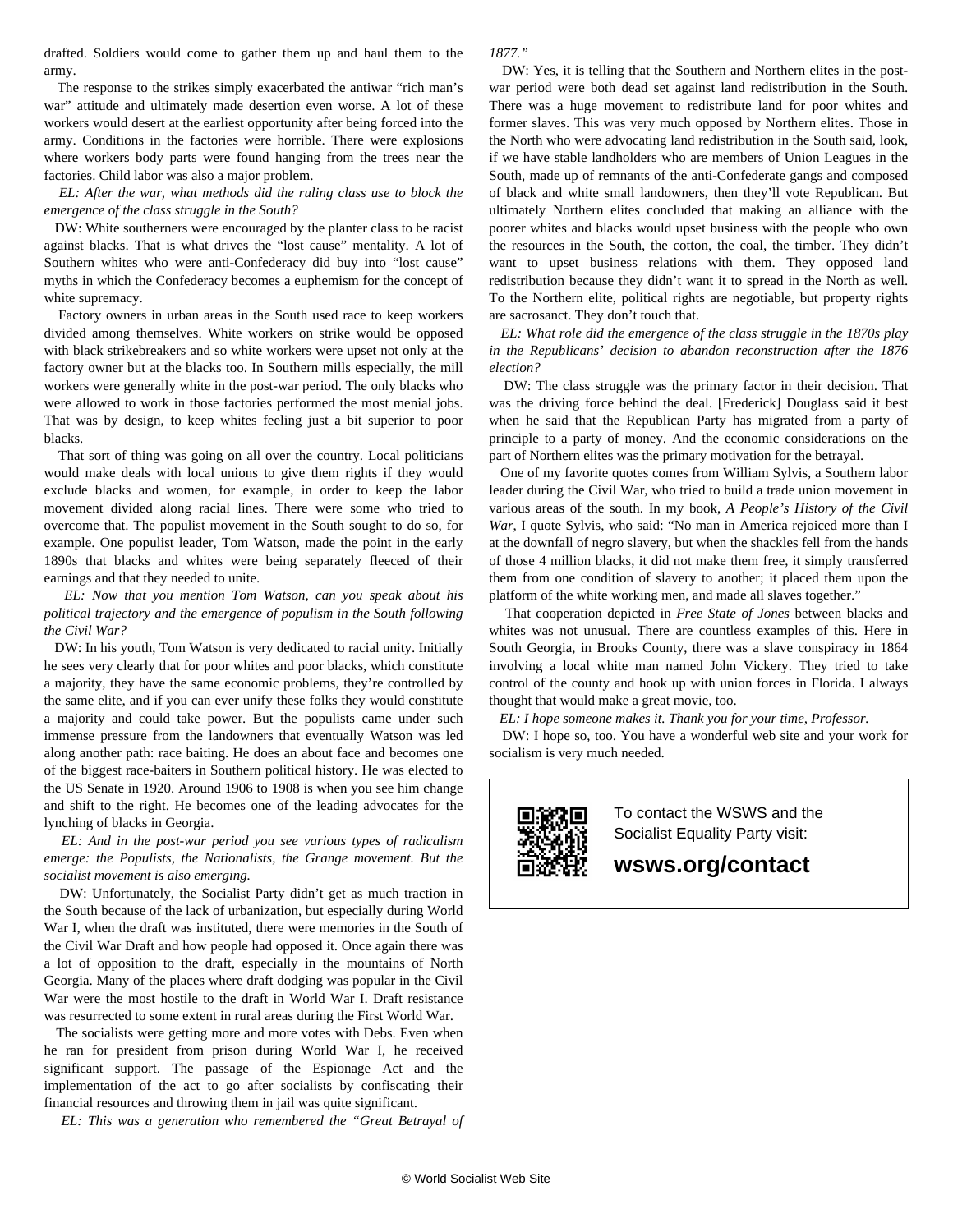drafted. Soldiers would come to gather them up and haul them to the army.

The response to the strikes simply exacerbated the antiwar "rich man's war" attitude and ultimately made desertion even worse. A lot of these workers would desert at the earliest opportunity after being forced into the army. Conditions in the factories were horrible. There were explosions where workers body parts were found hanging from the trees near the factories. Child labor was also a major problem.

*EL: After the war, what methods did the ruling class use to block the emergence of the class struggle in the South?*

DW: White southerners were encouraged by the planter class to be racist against blacks. That is what drives the "lost cause" mentality. A lot of Southern whites who were anti-Confederacy did buy into "lost cause" myths in which the Confederacy becomes a euphemism for the concept of white supremacy.

Factory owners in urban areas in the South used race to keep workers divided among themselves. White workers on strike would be opposed with black strikebreakers and so white workers were upset not only at the factory owner but at the blacks too. In Southern mills especially, the mill workers were generally white in the post-war period. The only blacks who were allowed to work in those factories performed the most menial jobs. That was by design, to keep whites feeling just a bit superior to poor blacks.

That sort of thing was going on all over the country. Local politicians would make deals with local unions to give them rights if they would exclude blacks and women, for example, in order to keep the labor movement divided along racial lines. There were some who tried to overcome that. The populist movement in the South sought to do so, for example. One populist leader, Tom Watson, made the point in the early 1890s that blacks and whites were being separately fleeced of their earnings and that they needed to unite.

*EL: Now that you mention Tom Watson, can you speak about his political trajectory and the emergence of populism in the South following the Civil War?*

DW: In his youth, Tom Watson is very dedicated to racial unity. Initially he sees very clearly that for poor whites and poor blacks, which constitute a majority, they have the same economic problems, they're controlled by the same elite, and if you can ever unify these folks they would constitute a majority and could take power. But the populists came under such immense pressure from the landowners that eventually Watson was led along another path: race baiting. He does an about face and becomes one of the biggest race-baiters in Southern political history. He was elected to the US Senate in 1920. Around 1906 to 1908 is when you see him change and shift to the right. He becomes one of the leading advocates for the lynching of blacks in Georgia.

*EL: And in the post-war period you see various types of radicalism emerge: the Populists, the Nationalists, the Grange movement. But the socialist movement is also emerging.*

DW: Unfortunately, the Socialist Party didn't get as much traction in the South because of the lack of urbanization, but especially during World War I, when the draft was instituted, there were memories in the South of the Civil War Draft and how people had opposed it. Once again there was a lot of opposition to the draft, especially in the mountains of North Georgia. Many of the places where draft dodging was popular in the Civil War were the most hostile to the draft in World War I. Draft resistance was resurrected to some extent in rural areas during the First World War.

The socialists were getting more and more votes with Debs. Even when he ran for president from prison during World War I, he received significant support. The passage of the Espionage Act and the implementation of the act to go after socialists by confiscating their financial resources and throwing them in jail was quite significant.

*EL: This was a generation who remembered the "Great Betrayal of 1877."*

DW: Yes, it is telling that the Southern and Northern elites in the post-war period were both dead set against land redistribution in the South. There was a huge movement to redistribute land for poor whites and former slaves. This was very much opposed by Northern elites. Those in the North who were advocating land redistribution in the South said, look, if we have stable landholders who are members of Union Leagues in the South, made up of remnants of the anti-Confederate gangs and composed of black and white small landowners, then they'll vote Republican. But ultimately Northern elites concluded that making an alliance with the poorer whites and blacks would upset business with the people who own the resources in the South, the cotton, the coal, the timber. They didn't want to upset business relations with them. They opposed land redistribution because they didn't want it to spread in the North as well. To the Northern elite, political rights are negotiable, but property rights are sacrosanct. They don't touch that.

*EL: What role did the emergence of the class struggle in the 1870s play in the Republicans' decision to abandon reconstruction after the 1876 election?*

DW: The class struggle was the primary factor in their decision. That was the driving force behind the deal. [Frederick] Douglass said it best when he said that the Republican Party has migrated from a party of principle to a party of money. And the economic considerations on the part of Northern elites was the primary motivation for the betrayal.

One of my favorite quotes comes from William Sylvis, a Southern labor leader during the Civil War, who tried to build a trade union movement in various areas of the south. In my book, *A People's History of the Civil War*, I quote Sylvis, who said: "No man in America rejoiced more than I at the downfall of negro slavery, but when the shackles fell from the hands of those 4 million blacks, it did not make them free, it simply transferred them from one condition of slavery to another; it placed them upon the platform of the white working men, and made all slaves together."

That cooperation depicted in *Free State of Jones* between blacks and whites was not unusual. There are countless examples of this. Here in South Georgia, in Brooks County, there was a slave conspiracy in 1864 involving a local white man named John Vickery. They tried to take control of the county and hook up with union forces in Florida. I always thought that would make a great movie, too.

*EL: I hope someone makes it. Thank you for your time, Professor.*

DW: I hope so, too. You have a wonderful web site and your work for socialism is very much needed.

To contact the WSWS and the Socialist Equality Party visit:

**wsws.org/contact**